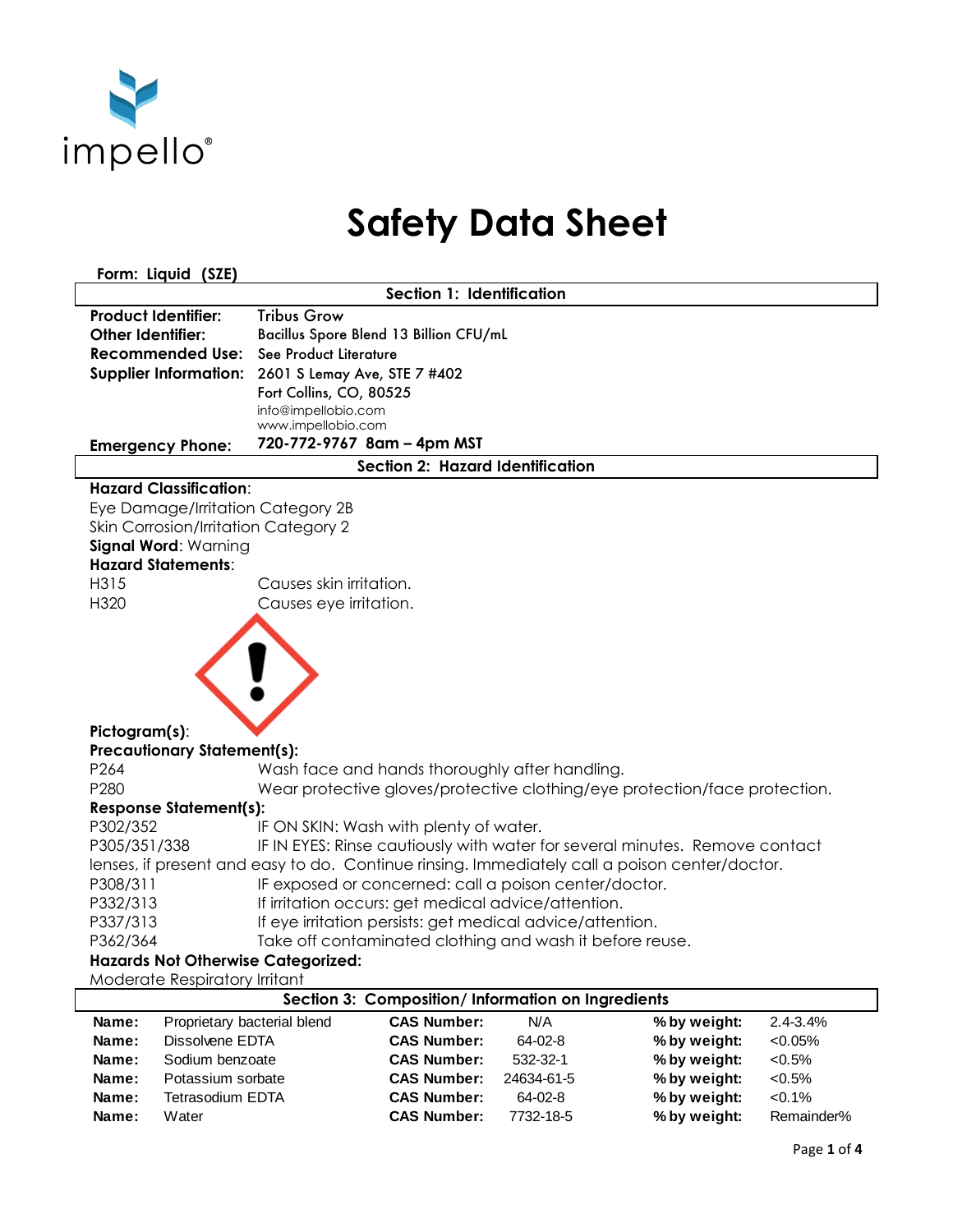impello®

# Safety Data Sheet

**Form: Liquid (SZE)**

## Section 1: Identification

**Product Identifier:** Tribus Grow
**Other Identifier:** Bacillus Spore Blend 13 Billion CFU/mL
**Recommended Use:** See Product Literature
**Supplier Information:** 2601 S Lemay Ave, STE 7 #402
Fort Collins, CO, 80525
info@impellobio.com
www.impellobio.com
**Emergency Phone:** 720-772-9767 8am – 4pm MST

## Section 2: Hazard Identification

**Hazard Classification**:
Eye Damage/Irritation Category 2B
Skin Corrosion/Irritation Category 2
**Signal Word**: Warning
**Hazard Statements**:

H315 Causes skin irritation.
H320 Causes eye irritation.

**Pictogram(s)**:

**Precautionary Statement(s):**

P264 Wash face and hands thoroughly after handling.
P280 Wear protective gloves/protective clothing/eye protection/face protection.

**Response Statement(s):**

P302/352 IF ON SKIN: Wash with plenty of water.
P305/351/338 IF IN EYES: Rinse cautiously with water for several minutes. Remove contact lenses, if present and easy to do. Continue rinsing. Immediately call a poison center/doctor.
P308/311 IF exposed or concerned: call a poison center/doctor.
P332/313 If irritation occurs: get medical advice/attention.
P337/313 If eye irritation persists: get medical advice/attention.
P362/364 Take off contaminated clothing and wash it before reuse.

**Hazards Not Otherwise Categorized:**
Moderate Respiratory Irritant

## Section 3: Composition/ Information on Ingredients

| | Name | | CAS Number | | % by weight |
|---|---|---|---|---|---|
| **Name:** | Proprietary bacterial blend | **CAS Number:** | N/A | **% by weight:** | 2.4-3.4% |
| **Name:** | Dissolvene EDTA | **CAS Number:** | 64-02-8 | **% by weight:** | <0.05% |
| **Name:** | Sodium benzoate | **CAS Number:** | 532-32-1 | **% by weight:** | <0.5% |
| **Name:** | Potassium sorbate | **CAS Number:** | 24634-61-5 | **% by weight:** | <0.5% |
| **Name:** | Tetrasodium EDTA | **CAS Number:** | 64-02-8 | **% by weight:** | <0.1% |
| **Name:** | Water | **CAS Number:** | 7732-18-5 | **% by weight:** | Remainder% |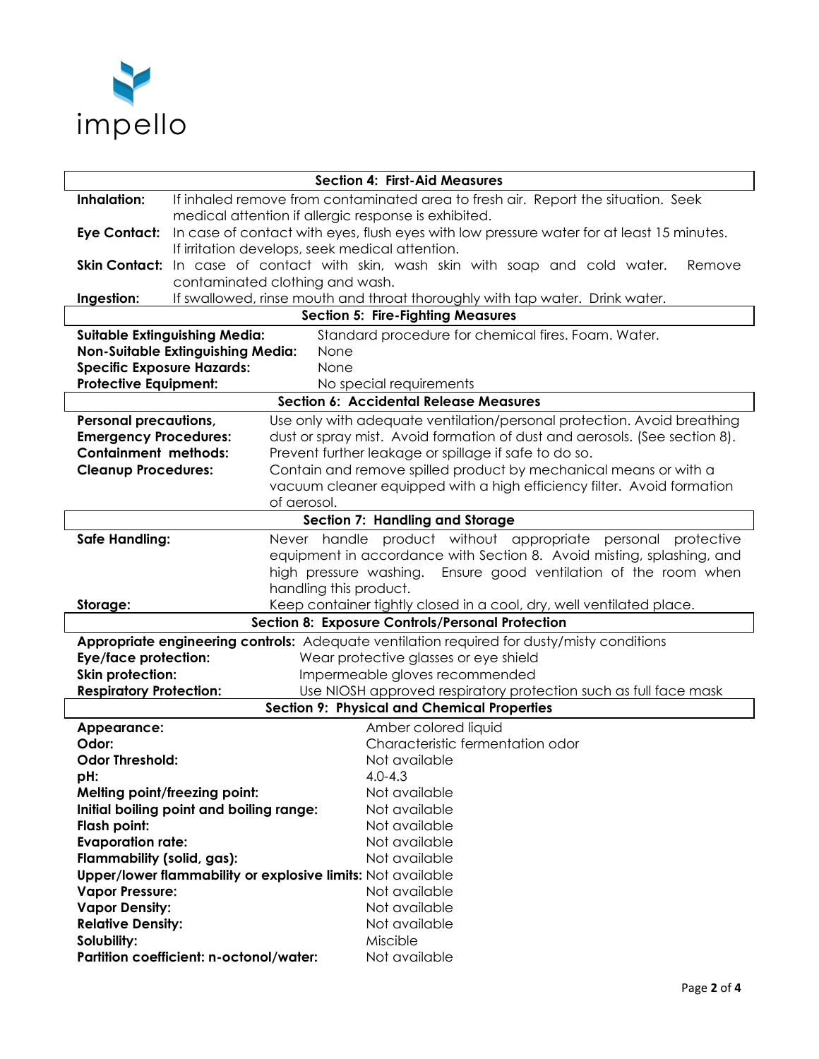impello

## Section 4: First-Aid Measures

**Inhalation:** If inhaled remove from contaminated area to fresh air. Report the situation. Seek medical attention if allergic response is exhibited.

**Eye Contact:** In case of contact with eyes, flush eyes with low pressure water for at least 15 minutes. If irritation develops, seek medical attention.

**Skin Contact:** In case of contact with skin, wash skin with soap and cold water. Remove contaminated clothing and wash.

**Ingestion:** If swallowed, rinse mouth and throat thoroughly with tap water. Drink water.

## Section 5: Fire-Fighting Measures

**Suitable Extinguishing Media:** Standard procedure for chemical fires. Foam. Water.

**Non-Suitable Extinguishing Media:** None

**Specific Exposure Hazards:** None

**Protective Equipment:** No special requirements

## Section 6: Accidental Release Measures

**Personal precautions, Emergency Procedures:** Use only with adequate ventilation/personal protection. Avoid breathing dust or spray mist. Avoid formation of dust and aerosols. (See section 8).

**Containment methods:** Prevent further leakage or spillage if safe to do so.

**Cleanup Procedures:** Contain and remove spilled product by mechanical means or with a vacuum cleaner equipped with a high efficiency filter. Avoid formation of aerosol.

## Section 7: Handling and Storage

**Safe Handling:** Never handle product without appropriate personal protective equipment in accordance with Section 8. Avoid misting, splashing, and high pressure washing. Ensure good ventilation of the room when handling this product.

**Storage:** Keep container tightly closed in a cool, dry, well ventilated place.

## Section 8: Exposure Controls/Personal Protection

**Appropriate engineering controls:** Adequate ventilation required for dusty/misty conditions

**Eye/face protection:** Wear protective glasses or eye shield

**Skin protection:** Impermeable gloves recommended

**Respiratory Protection:** Use NIOSH approved respiratory protection such as full face mask

## Section 9: Physical and Chemical Properties

**Appearance:** Amber colored liquid

**Odor:** Characteristic fermentation odor

**Odor Threshold:** Not available

**pH:** 4.0-4.3

**Melting point/freezing point:** Not available

**Initial boiling point and boiling range:** Not available

**Flash point:** Not available

**Evaporation rate:** Not available

**Flammability (solid, gas):** Not available

**Upper/lower flammability or explosive limits:** Not available

**Vapor Pressure:** Not available

**Vapor Density:** Not available

**Relative Density:** Not available

**Solubility:** Miscible

**Partition coefficient: n-octonol/water:** Not available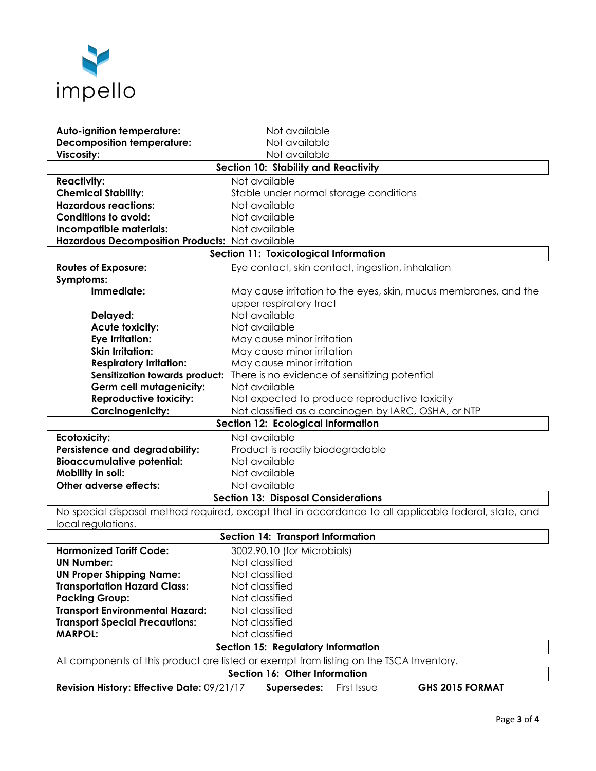**Auto-ignition temperature:** Not available
**Decomposition temperature:** Not available
**Viscosity:** Not available

## Section 10: Stability and Reactivity

| | |
|---|---|
| **Reactivity:** | Not available |
| **Chemical Stability:** | Stable under normal storage conditions |
| **Hazardous reactions:** | Not available |
| **Conditions to avoid:** | Not available |
| **Incompatible materials:** | Not available |
| **Hazardous Decomposition Products:** | Not available |

## Section 11: Toxicological Information

| | |
|---|---|
| **Routes of Exposure:** | Eye contact, skin contact, ingestion, inhalation |
| **Symptoms:** | |
| **Immediate:** | May cause irritation to the eyes, skin, mucus membranes, and the upper respiratory tract |
| **Delayed:** | Not available |
| **Acute toxicity:** | Not available |
| **Eye Irritation:** | May cause minor irritation |
| **Skin Irritation:** | May cause minor irritation |
| **Respiratory Irritation:** | May cause minor irritation |
| **Sensitization towards product:** | There is no evidence of sensitizing potential |
| **Germ cell mutagenicity:** | Not available |
| **Reproductive toxicity:** | Not expected to produce reproductive toxicity |
| **Carcinogenicity:** | Not classified as a carcinogen by IARC, OSHA, or NTP |

## Section 12: Ecological Information

| | |
|---|---|
| **Ecotoxicity:** | Not available |
| **Persistence and degradability:** | Product is readily biodegradable |
| **Bioaccumulative potential:** | Not available |
| **Mobility in soil:** | Not available |
| **Other adverse effects:** | Not available |

## Section 13: Disposal Considerations

No special disposal method required, except that in accordance to all applicable federal, state, and local regulations.

## Section 14: Transport Information

| | |
|---|---|
| **Harmonized Tariff Code:** | 3002.90.10 (for Microbials) |
| **UN Number:** | Not classified |
| **UN Proper Shipping Name:** | Not classified |
| **Transportation Hazard Class:** | Not classified |
| **Packing Group:** | Not classified |
| **Transport Environmental Hazard:** | Not classified |
| **Transport Special Precautions:** | Not classified |
| **MARPOL:** | Not classified |

## Section 15: Regulatory Information

All components of this product are listed or exempt from listing on the TSCA Inventory.

## Section 16: Other Information

**Revision History: Effective Date:** 09/21/17 **Supersedes:** First Issue **GHS 2015 FORMAT**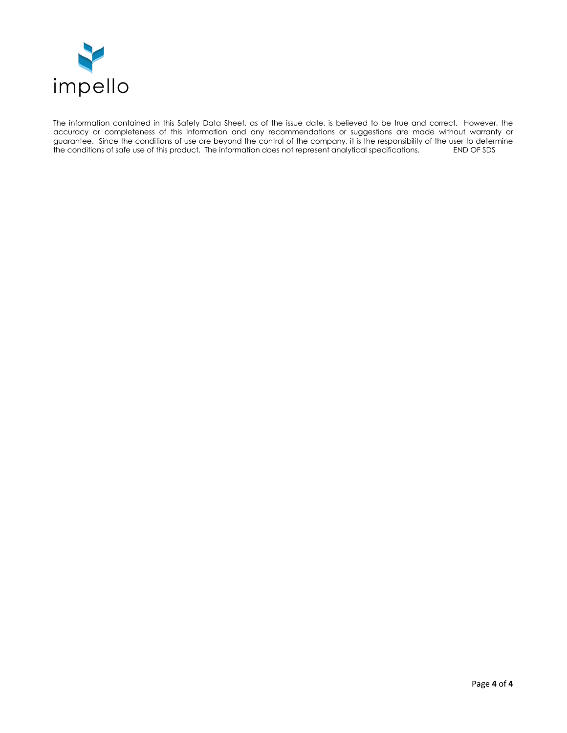impello

The information contained in this Safety Data Sheet, as of the issue date, is believed to be true and correct. However, the accuracy or completeness of this information and any recommendations or suggestions are made without warranty or guarantee. Since the conditions of use are beyond the control of the company, it is the responsibility of the user to determine the conditions of safe use of this product. The information does not represent analytical specifications. END OF SDS